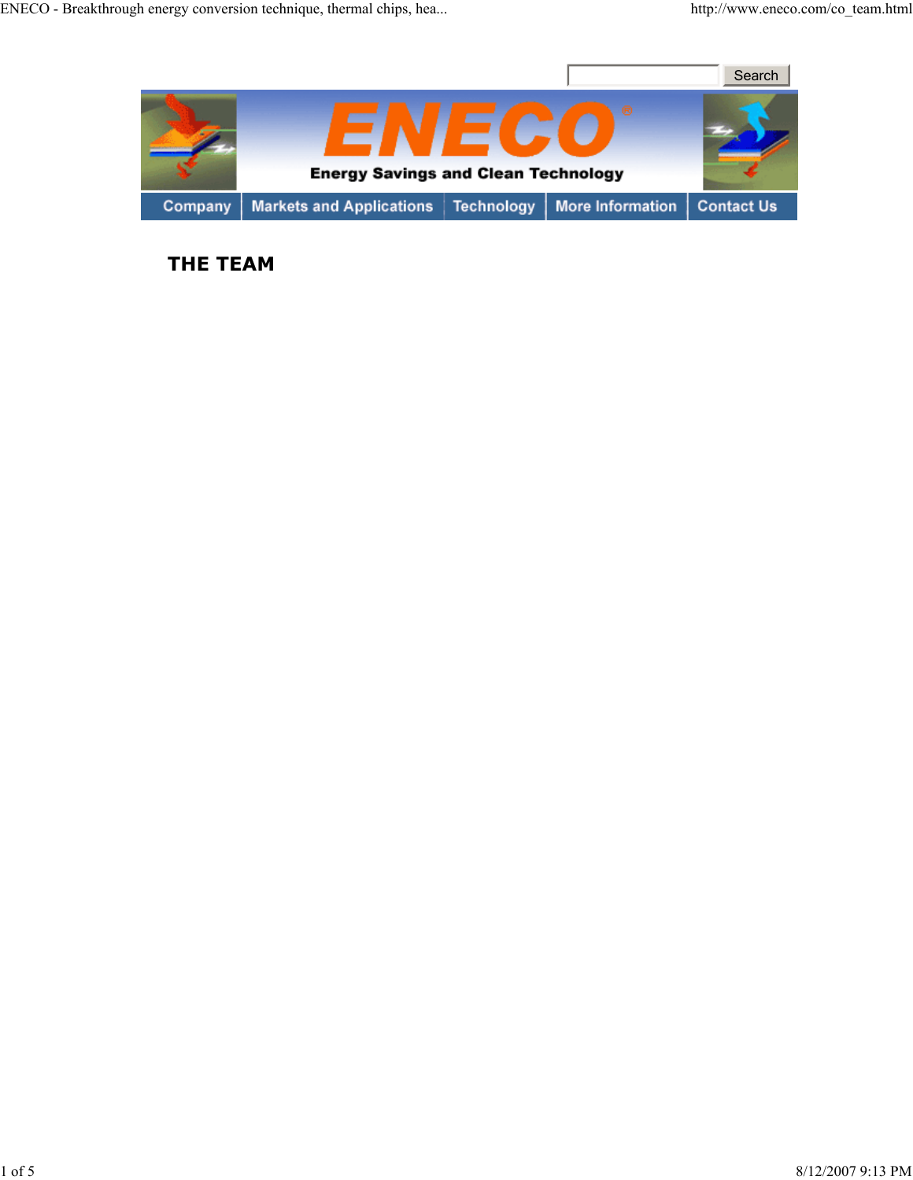Search

# ENECO®

Energy Savings and Clean Technology

Company | Markets and Applications | Technology | More Information | Contact Us

## THE TEAM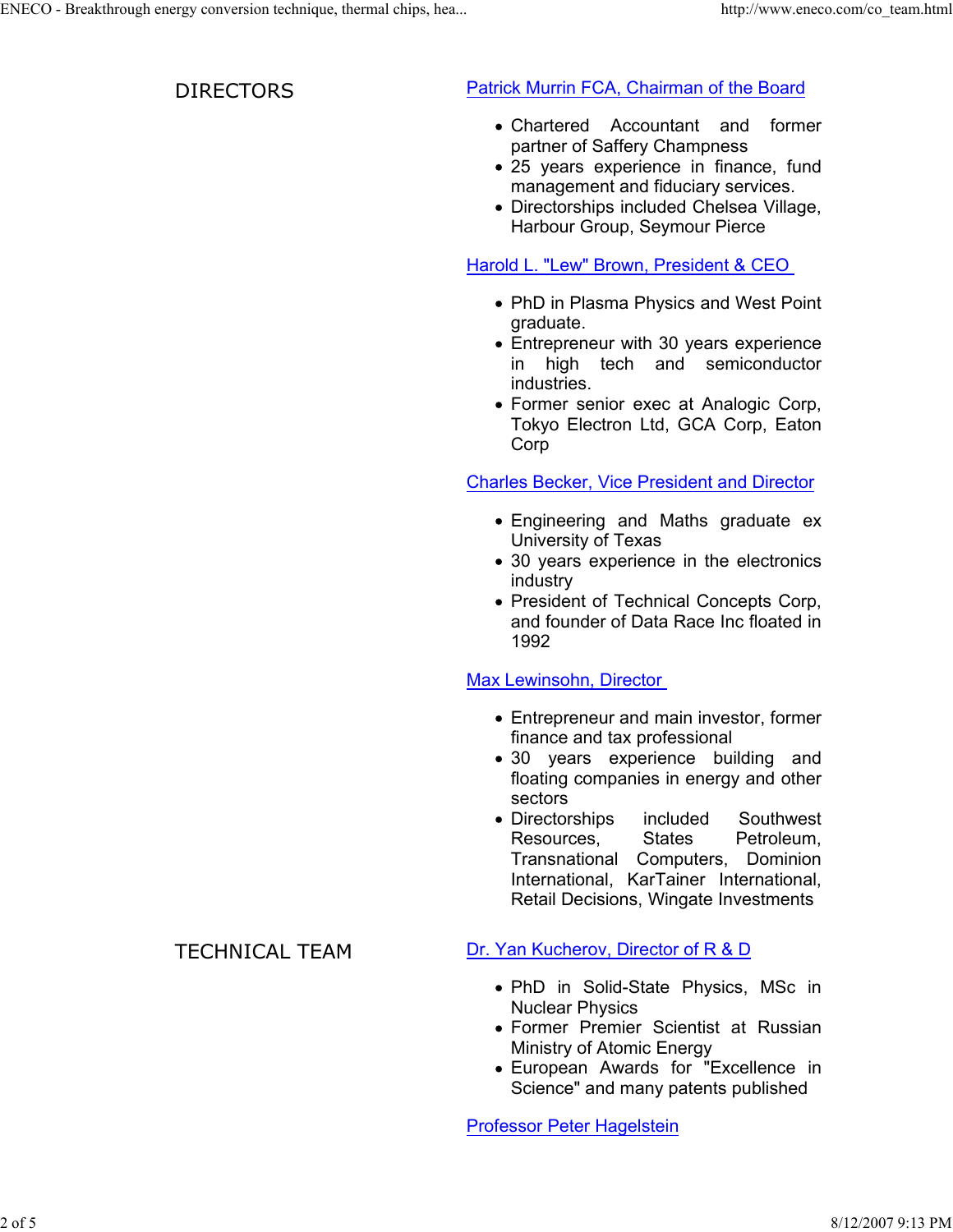## DIRECTORS

### Patrick Murrin FCA, Chairman of the Board

- Chartered Accountant and former partner of Saffery Champness
- 25 years experience in finance, fund management and fiduciary services.
- Directorships included Chelsea Village, Harbour Group, Seymour Pierce

### Harold L. "Lew" Brown, President & CEO

- PhD in Plasma Physics and West Point graduate.
- Entrepreneur with 30 years experience in high tech and semiconductor industries.
- Former senior exec at Analogic Corp, Tokyo Electron Ltd, GCA Corp, Eaton Corp

### Charles Becker, Vice President and Director

- Engineering and Maths graduate ex University of Texas
- 30 years experience in the electronics industry
- President of Technical Concepts Corp, and founder of Data Race Inc floated in 1992

### Max Lewinsohn, Director

- Entrepreneur and main investor, former finance and tax professional
- 30 years experience building and floating companies in energy and other sectors
- Directorships included Southwest Resources, States Petroleum, Transnational Computers, Dominion International, KarTainer International, Retail Decisions, Wingate Investments

## TECHNICAL TEAM

### Dr. Yan Kucherov, Director of R & D

- PhD in Solid-State Physics, MSc in Nuclear Physics
- Former Premier Scientist at Russian Ministry of Atomic Energy
- European Awards for "Excellence in Science" and many patents published

### Professor Peter Hagelstein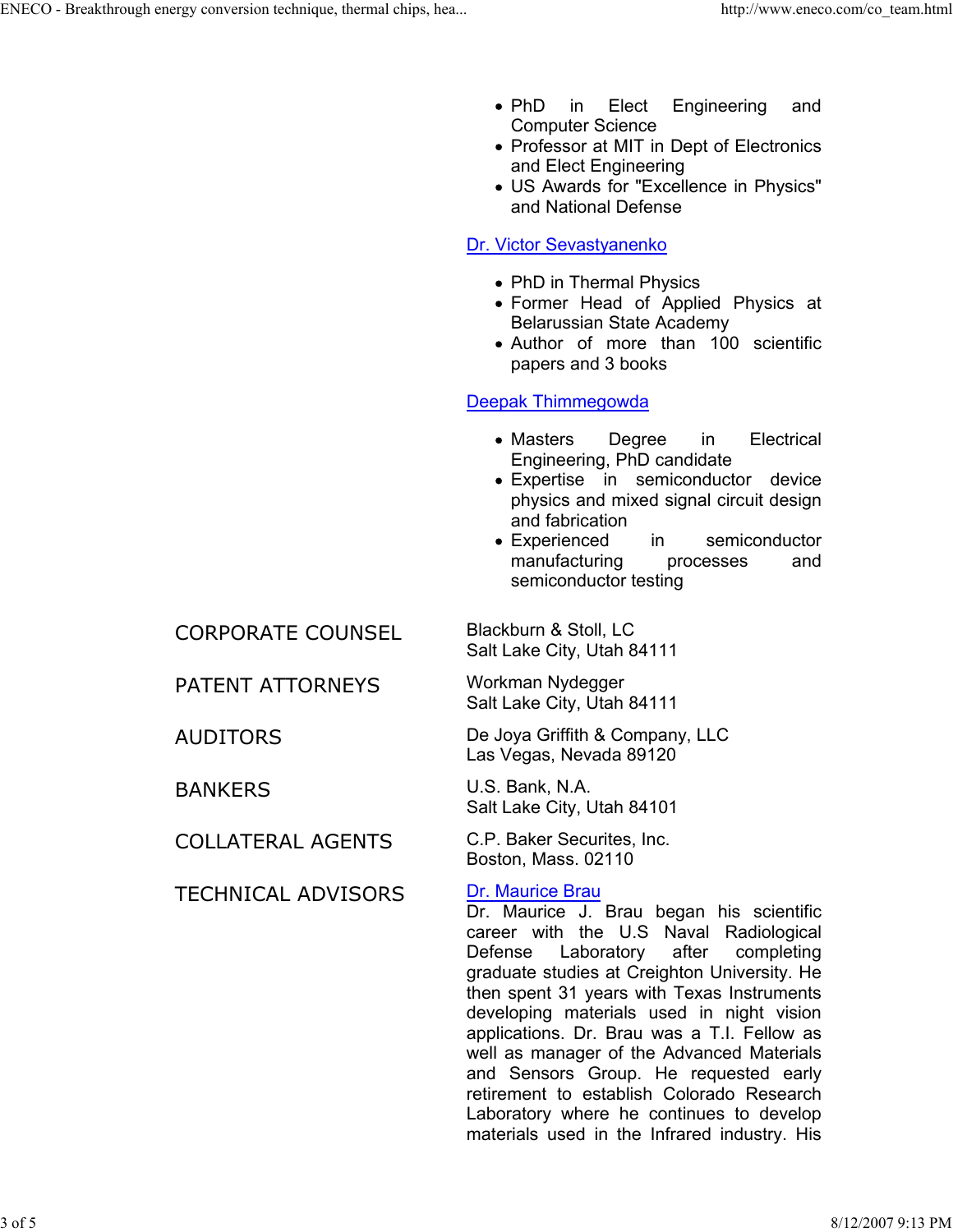- PhD in Elect Engineering and Computer Science
- Professor at MIT in Dept of Electronics and Elect Engineering
- US Awards for "Excellence in Physics" and National Defense

[Dr. Victor Sevastyanenko]

- PhD in Thermal Physics
- Former Head of Applied Physics at Belarussian State Academy
- Author of more than 100 scientific papers and 3 books

[Deepak Thimmegowda]

- Masters Degree in Electrical Engineering, PhD candidate
- Expertise in semiconductor device physics and mixed signal circuit design and fabrication
- Experienced in semiconductor manufacturing processes and semiconductor testing

CORPORATE COUNSEL

Blackburn & Stoll, LC
Salt Lake City, Utah 84111

PATENT ATTORNEYS

Workman Nydegger
Salt Lake City, Utah 84111

AUDITORS

De Joya Griffith & Company, LLC
Las Vegas, Nevada 89120

BANKERS

U.S. Bank, N.A.
Salt Lake City, Utah 84101

COLLATERAL AGENTS

C.P. Baker Securites, Inc.
Boston, Mass. 02110

TECHNICAL ADVISORS

[Dr. Maurice Brau]

Dr. Maurice J. Brau began his scientific career with the U.S Naval Radiological Defense Laboratory after completing graduate studies at Creighton University. He then spent 31 years with Texas Instruments developing materials used in night vision applications. Dr. Brau was a T.I. Fellow as well as manager of the Advanced Materials and Sensors Group. He requested early retirement to establish Colorado Research Laboratory where he continues to develop materials used in the Infrared industry. His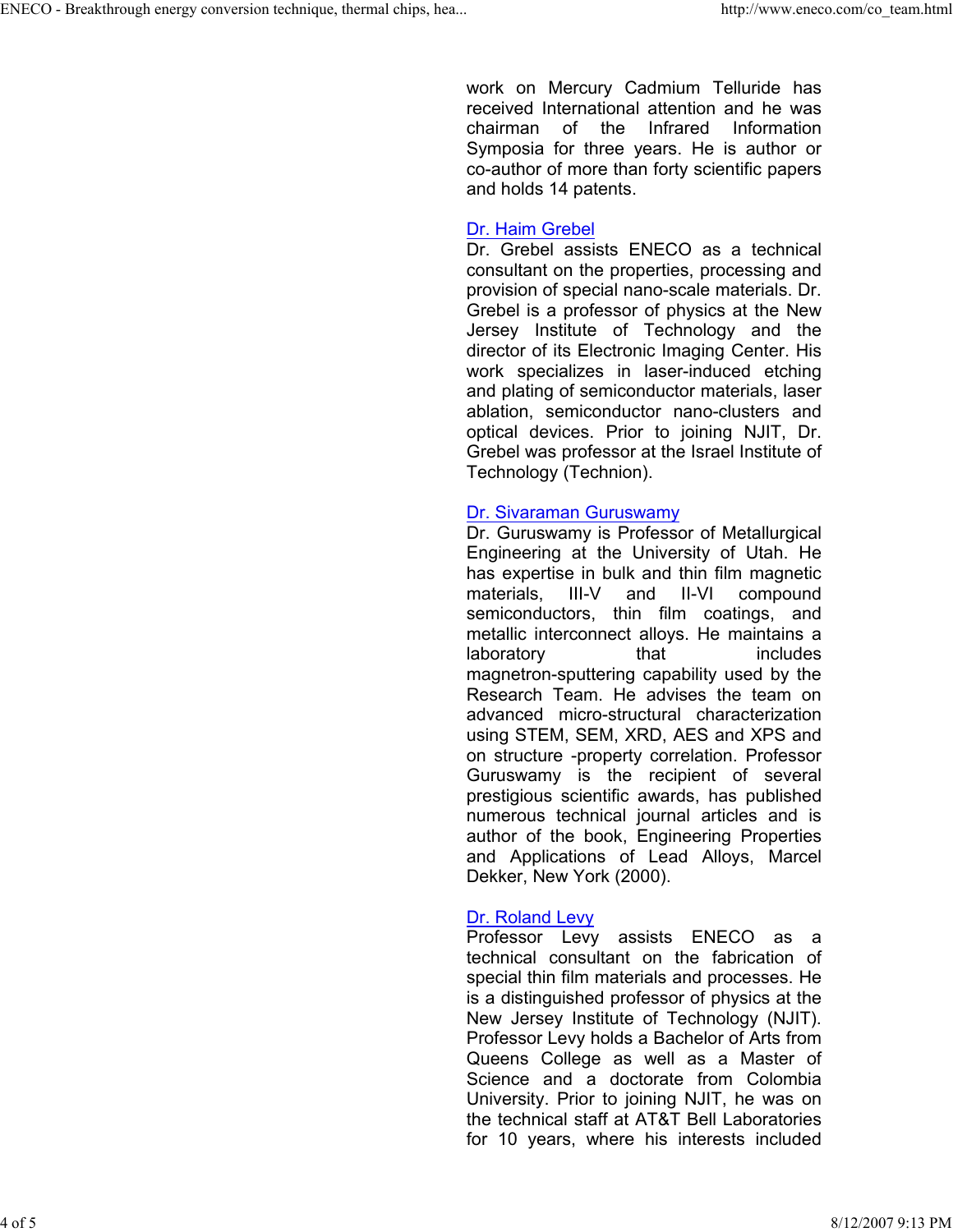work on Mercury Cadmium Telluride has received International attention and he was chairman of the Infrared Information Symposia for three years. He is author or co-author of more than forty scientific papers and holds 14 patents.

[Dr. Haim Grebel]

Dr. Grebel assists ENECO as a technical consultant on the properties, processing and provision of special nano-scale materials. Dr. Grebel is a professor of physics at the New Jersey Institute of Technology and the director of its Electronic Imaging Center. His work specializes in laser-induced etching and plating of semiconductor materials, laser ablation, semiconductor nano-clusters and optical devices. Prior to joining NJIT, Dr. Grebel was professor at the Israel Institute of Technology (Technion).

[Dr. Sivaraman Guruswamy]

Dr. Guruswamy is Professor of Metallurgical Engineering at the University of Utah. He has expertise in bulk and thin film magnetic materials, III-V and II-VI compound semiconductors, thin film coatings, and metallic interconnect alloys. He maintains a laboratory that includes magnetron-sputtering capability used by the Research Team. He advises the team on advanced micro-structural characterization using STEM, SEM, XRD, AES and XPS and on structure -property correlation. Professor Guruswamy is the recipient of several prestigious scientific awards, has published numerous technical journal articles and is author of the book, Engineering Properties and Applications of Lead Alloys, Marcel Dekker, New York (2000).

[Dr. Roland Levy]

Professor Levy assists ENECO as a technical consultant on the fabrication of special thin film materials and processes. He is a distinguished professor of physics at the New Jersey Institute of Technology (NJIT). Professor Levy holds a Bachelor of Arts from Queens College as well as a Master of Science and a doctorate from Colombia University. Prior to joining NJIT, he was on the technical staff at AT&T Bell Laboratories for 10 years, where his interests included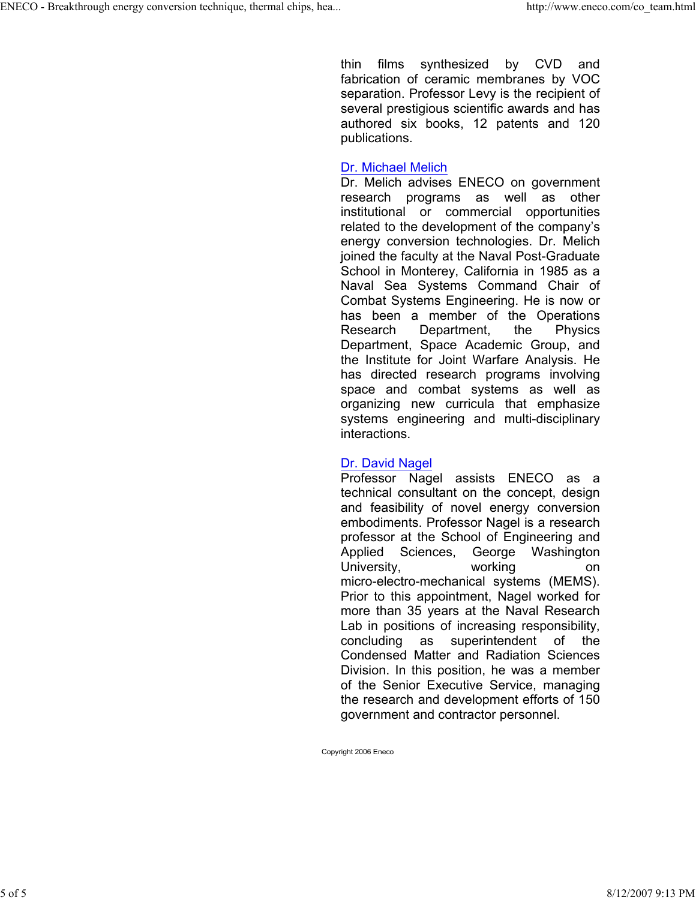thin films synthesized by CVD and fabrication of ceramic membranes by VOC separation. Professor Levy is the recipient of several prestigious scientific awards and has authored six books, 12 patents and 120 publications.

Dr. Michael Melich

Dr. Melich advises ENECO on government research programs as well as other institutional or commercial opportunities related to the development of the company's energy conversion technologies. Dr. Melich joined the faculty at the Naval Post-Graduate School in Monterey, California in 1985 as a Naval Sea Systems Command Chair of Combat Systems Engineering. He is now or has been a member of the Operations Research Department, the Physics Department, Space Academic Group, and the Institute for Joint Warfare Analysis. He has directed research programs involving space and combat systems as well as organizing new curricula that emphasize systems engineering and multi-disciplinary interactions.

Dr. David Nagel

Professor Nagel assists ENECO as a technical consultant on the concept, design and feasibility of novel energy conversion embodiments. Professor Nagel is a research professor at the School of Engineering and Applied Sciences, George Washington University, working on micro-electro-mechanical systems (MEMS). Prior to this appointment, Nagel worked for more than 35 years at the Naval Research Lab in positions of increasing responsibility, concluding as superintendent of the Condensed Matter and Radiation Sciences Division. In this position, he was a member of the Senior Executive Service, managing the research and development efforts of 150 government and contractor personnel.

Copyright 2006 Eneco